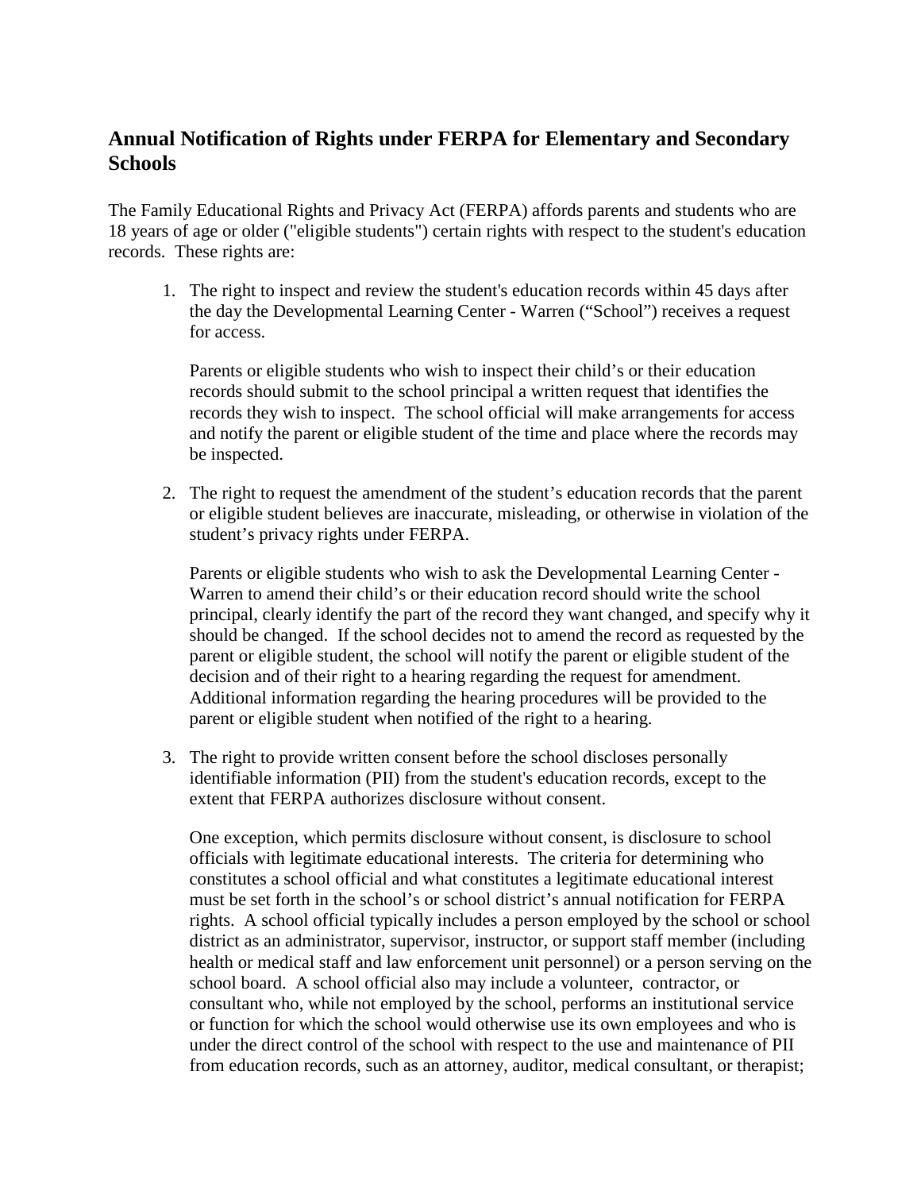## Annual Notification of Rights under FERPA for Elementary and Secondary Schools

The Family Educational Rights and Privacy Act (FERPA) affords parents and students who are 18 years of age or older ("eligible students") certain rights with respect to the student's education records. These rights are:

1. The right to inspect and review the student's education records within 45 days after the day the Developmental Learning Center - Warren ("School") receives a request for access.

   Parents or eligible students who wish to inspect their child's or their education records should submit to the school principal a written request that identifies the records they wish to inspect. The school official will make arrangements for access and notify the parent or eligible student of the time and place where the records may be inspected.

2. The right to request the amendment of the student's education records that the parent or eligible student believes are inaccurate, misleading, or otherwise in violation of the student's privacy rights under FERPA.

   Parents or eligible students who wish to ask the Developmental Learning Center - Warren to amend their child's or their education record should write the school principal, clearly identify the part of the record they want changed, and specify why it should be changed. If the school decides not to amend the record as requested by the parent or eligible student, the school will notify the parent or eligible student of the decision and of their right to a hearing regarding the request for amendment. Additional information regarding the hearing procedures will be provided to the parent or eligible student when notified of the right to a hearing.

3. The right to provide written consent before the school discloses personally identifiable information (PII) from the student's education records, except to the extent that FERPA authorizes disclosure without consent.

   One exception, which permits disclosure without consent, is disclosure to school officials with legitimate educational interests. The criteria for determining who constitutes a school official and what constitutes a legitimate educational interest must be set forth in the school's or school district's annual notification for FERPA rights. A school official typically includes a person employed by the school or school district as an administrator, supervisor, instructor, or support staff member (including health or medical staff and law enforcement unit personnel) or a person serving on the school board. A school official also may include a volunteer, contractor, or consultant who, while not employed by the school, performs an institutional service or function for which the school would otherwise use its own employees and who is under the direct control of the school with respect to the use and maintenance of PII from education records, such as an attorney, auditor, medical consultant, or therapist;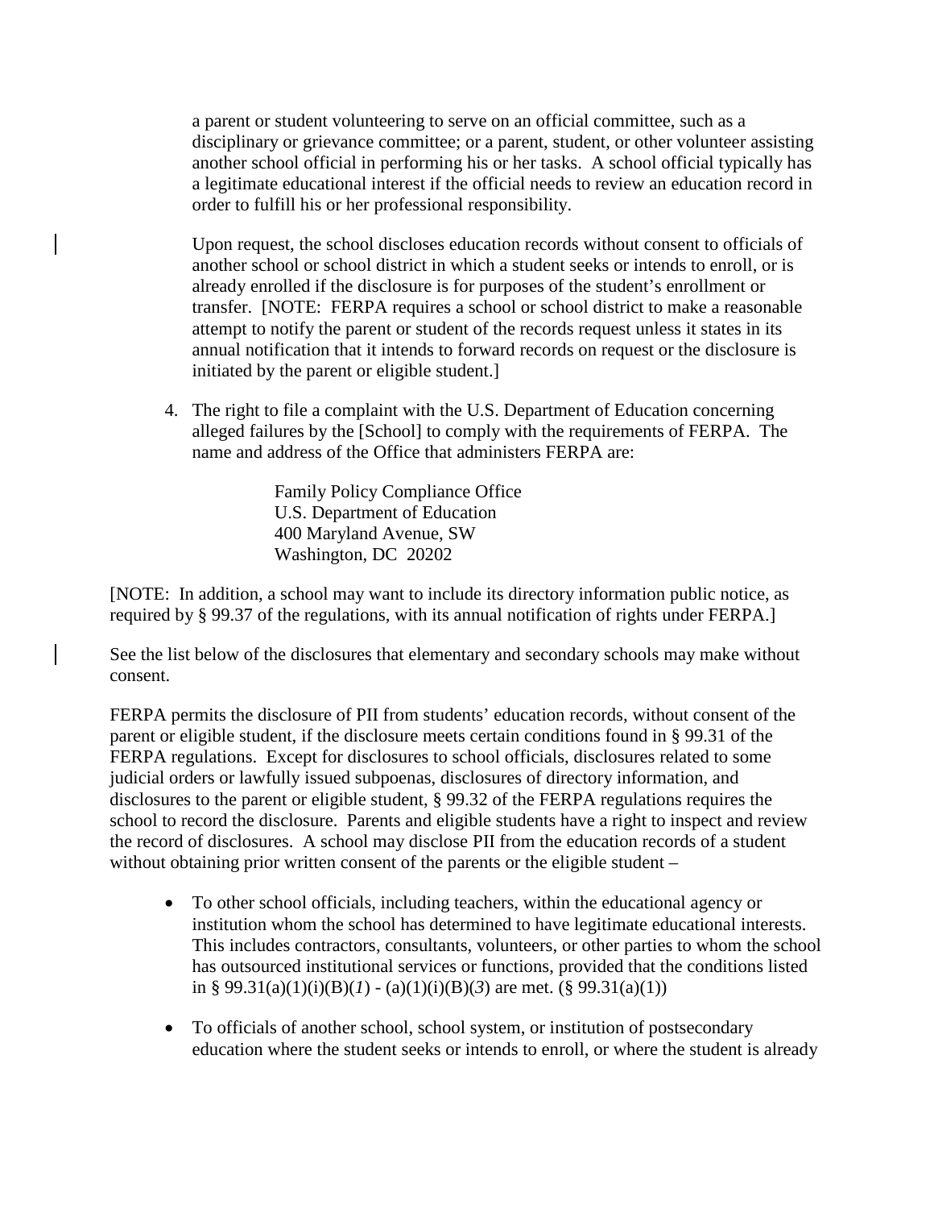a parent or student volunteering to serve on an official committee, such as a disciplinary or grievance committee; or a parent, student, or other volunteer assisting another school official in performing his or her tasks. A school official typically has a legitimate educational interest if the official needs to review an education record in order to fulfill his or her professional responsibility.

Upon request, the school discloses education records without consent to officials of another school or school district in which a student seeks or intends to enroll, or is already enrolled if the disclosure is for purposes of the student's enrollment or transfer. [NOTE: FERPA requires a school or school district to make a reasonable attempt to notify the parent or student of the records request unless it states in its annual notification that it intends to forward records on request or the disclosure is initiated by the parent or eligible student.]

4. The right to file a complaint with the U.S. Department of Education concerning alleged failures by the [School] to comply with the requirements of FERPA. The name and address of the Office that administers FERPA are:

   Family Policy Compliance Office
   U.S. Department of Education
   400 Maryland Avenue, SW
   Washington, DC 20202

[NOTE: In addition, a school may want to include its directory information public notice, as required by § 99.37 of the regulations, with its annual notification of rights under FERPA.]

See the list below of the disclosures that elementary and secondary schools may make without consent.

FERPA permits the disclosure of PII from students' education records, without consent of the parent or eligible student, if the disclosure meets certain conditions found in § 99.31 of the FERPA regulations. Except for disclosures to school officials, disclosures related to some judicial orders or lawfully issued subpoenas, disclosures of directory information, and disclosures to the parent or eligible student, § 99.32 of the FERPA regulations requires the school to record the disclosure. Parents and eligible students have a right to inspect and review the record of disclosures. A school may disclose PII from the education records of a student without obtaining prior written consent of the parents or the eligible student –

- To other school officials, including teachers, within the educational agency or institution whom the school has determined to have legitimate educational interests. This includes contractors, consultants, volunteers, or other parties to whom the school has outsourced institutional services or functions, provided that the conditions listed in § 99.31(a)(1)(i)(B)(*1*) - (a)(1)(i)(B)(*3*) are met. (§ 99.31(a)(1))

- To officials of another school, school system, or institution of postsecondary education where the student seeks or intends to enroll, or where the student is already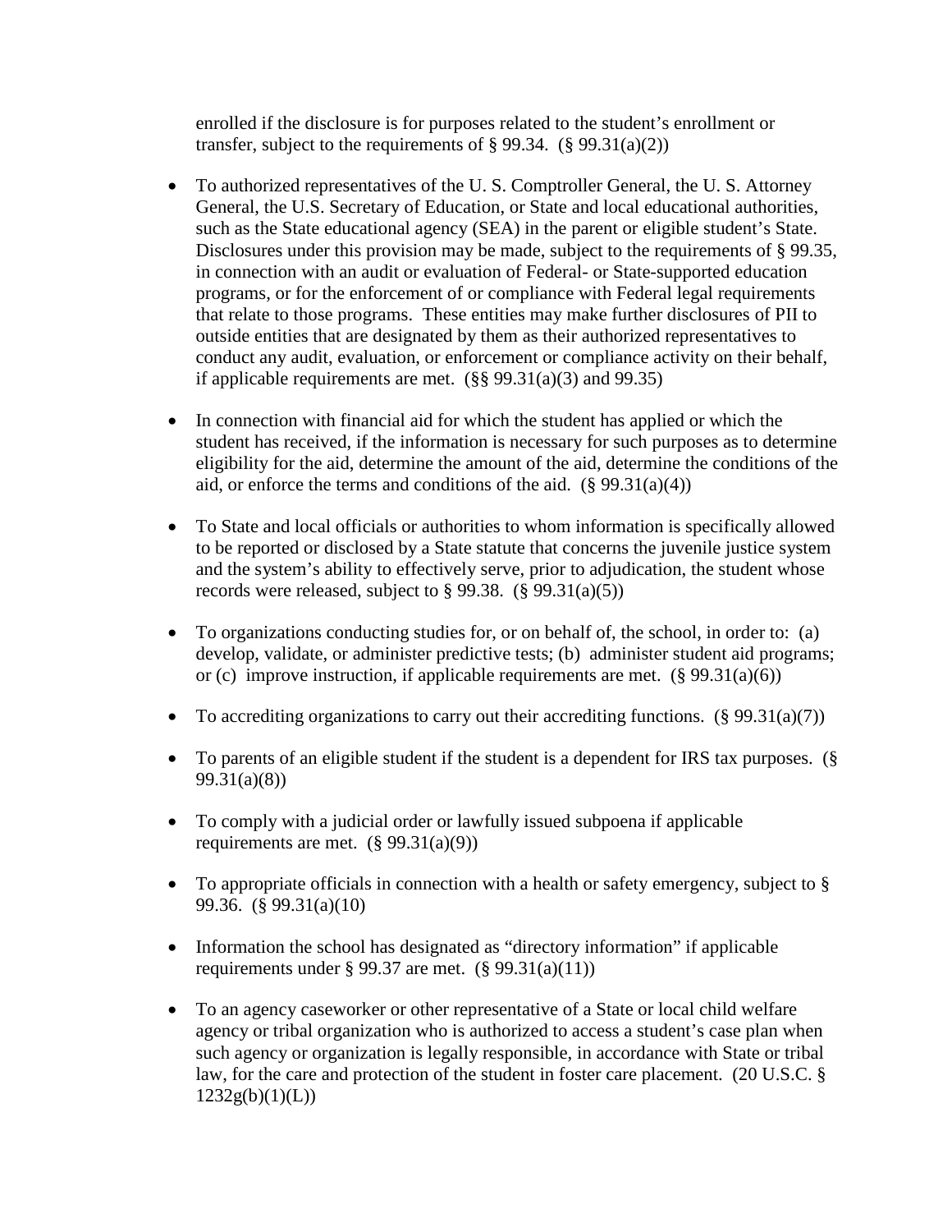enrolled if the disclosure is for purposes related to the student's enrollment or transfer, subject to the requirements of § 99.34. (§ 99.31(a)(2))

- To authorized representatives of the U. S. Comptroller General, the U. S. Attorney General, the U.S. Secretary of Education, or State and local educational authorities, such as the State educational agency (SEA) in the parent or eligible student's State. Disclosures under this provision may be made, subject to the requirements of § 99.35, in connection with an audit or evaluation of Federal- or State-supported education programs, or for the enforcement of or compliance with Federal legal requirements that relate to those programs. These entities may make further disclosures of PII to outside entities that are designated by them as their authorized representatives to conduct any audit, evaluation, or enforcement or compliance activity on their behalf, if applicable requirements are met. (§§ 99.31(a)(3) and 99.35)

- In connection with financial aid for which the student has applied or which the student has received, if the information is necessary for such purposes as to determine eligibility for the aid, determine the amount of the aid, determine the conditions of the aid, or enforce the terms and conditions of the aid. (§ 99.31(a)(4))

- To State and local officials or authorities to whom information is specifically allowed to be reported or disclosed by a State statute that concerns the juvenile justice system and the system's ability to effectively serve, prior to adjudication, the student whose records were released, subject to § 99.38. (§ 99.31(a)(5))

- To organizations conducting studies for, or on behalf of, the school, in order to: (a) develop, validate, or administer predictive tests; (b) administer student aid programs; or (c) improve instruction, if applicable requirements are met. (§ 99.31(a)(6))

- To accrediting organizations to carry out their accrediting functions. (§ 99.31(a)(7))

- To parents of an eligible student if the student is a dependent for IRS tax purposes. (§ 99.31(a)(8))

- To comply with a judicial order or lawfully issued subpoena if applicable requirements are met. (§ 99.31(a)(9))

- To appropriate officials in connection with a health or safety emergency, subject to § 99.36. (§ 99.31(a)(10)

- Information the school has designated as "directory information" if applicable requirements under § 99.37 are met. (§ 99.31(a)(11))

- To an agency caseworker or other representative of a State or local child welfare agency or tribal organization who is authorized to access a student's case plan when such agency or organization is legally responsible, in accordance with State or tribal law, for the care and protection of the student in foster care placement. (20 U.S.C. § 1232g(b)(1)(L))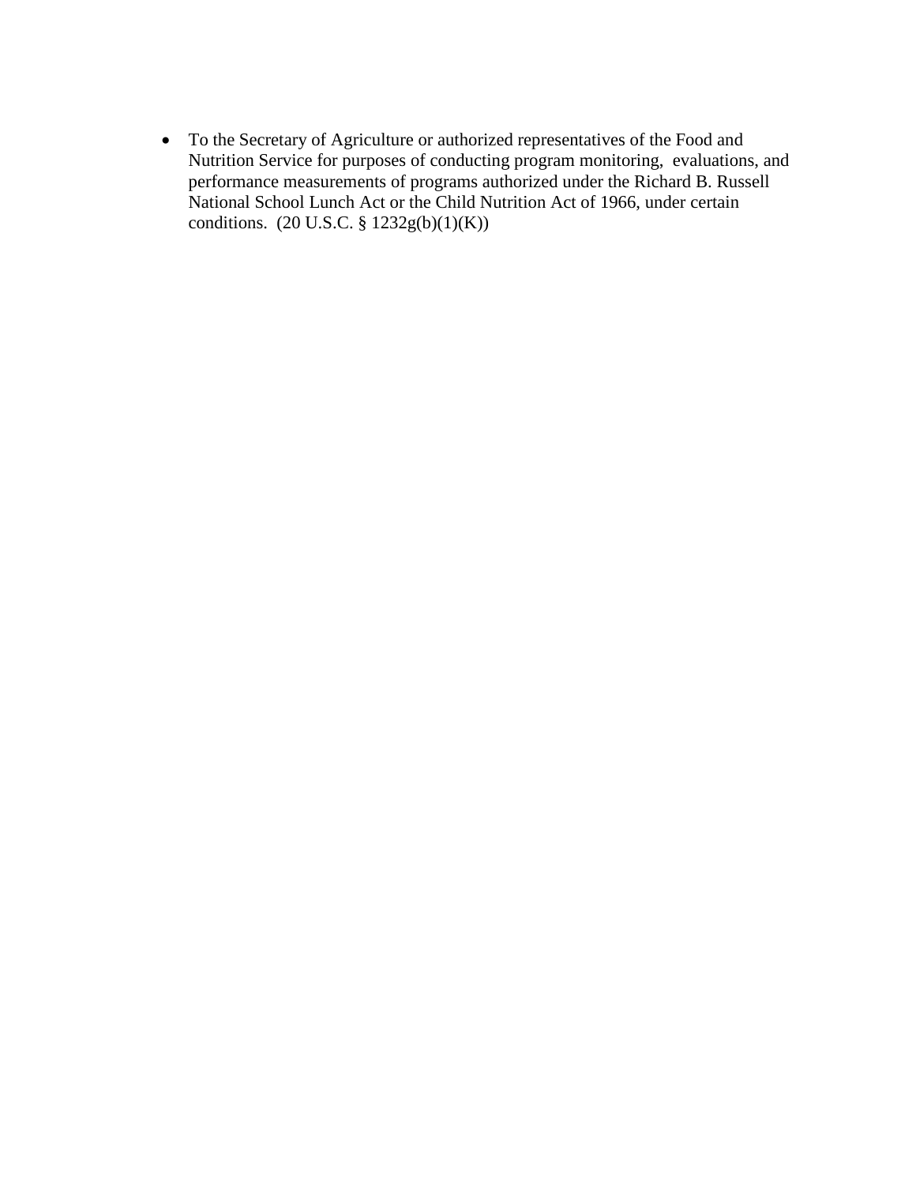- To the Secretary of Agriculture or authorized representatives of the Food and Nutrition Service for purposes of conducting program monitoring, evaluations, and performance measurements of programs authorized under the Richard B. Russell National School Lunch Act or the Child Nutrition Act of 1966, under certain conditions. (20 U.S.C. § 1232g(b)(1)(K))